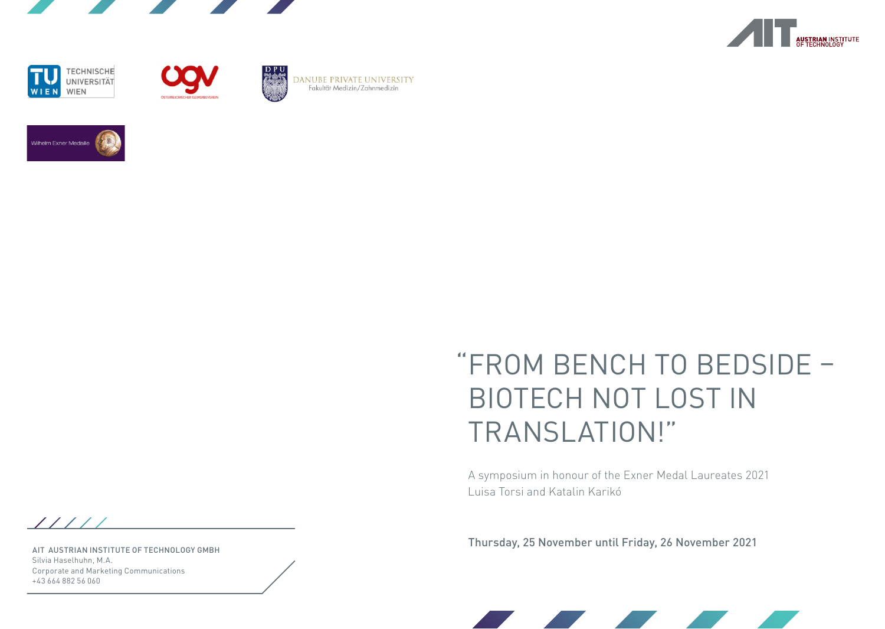TECHNISCHE UNIVERSITÄT WIEN

DANUBE PRIVATE UNIVERSITY
Fakultät Medizin/Zahnmedizin

Wilhelm Exner Medaille

# "FROM BENCH TO BEDSIDE – BIOTECH NOT LOST IN TRANSLATION!"

A symposium in honour of the Exner Medal Laureates 2021
Luisa Torsi and Katalin Karikó

**Thursday, 25 November until Friday, 26 November 2021**

AIT AUSTRIAN INSTITUTE OF TECHNOLOGY GMBH
Silvia Haselhuhn, M.A.
Corporate and Marketing Communications
+43 664 882 56 060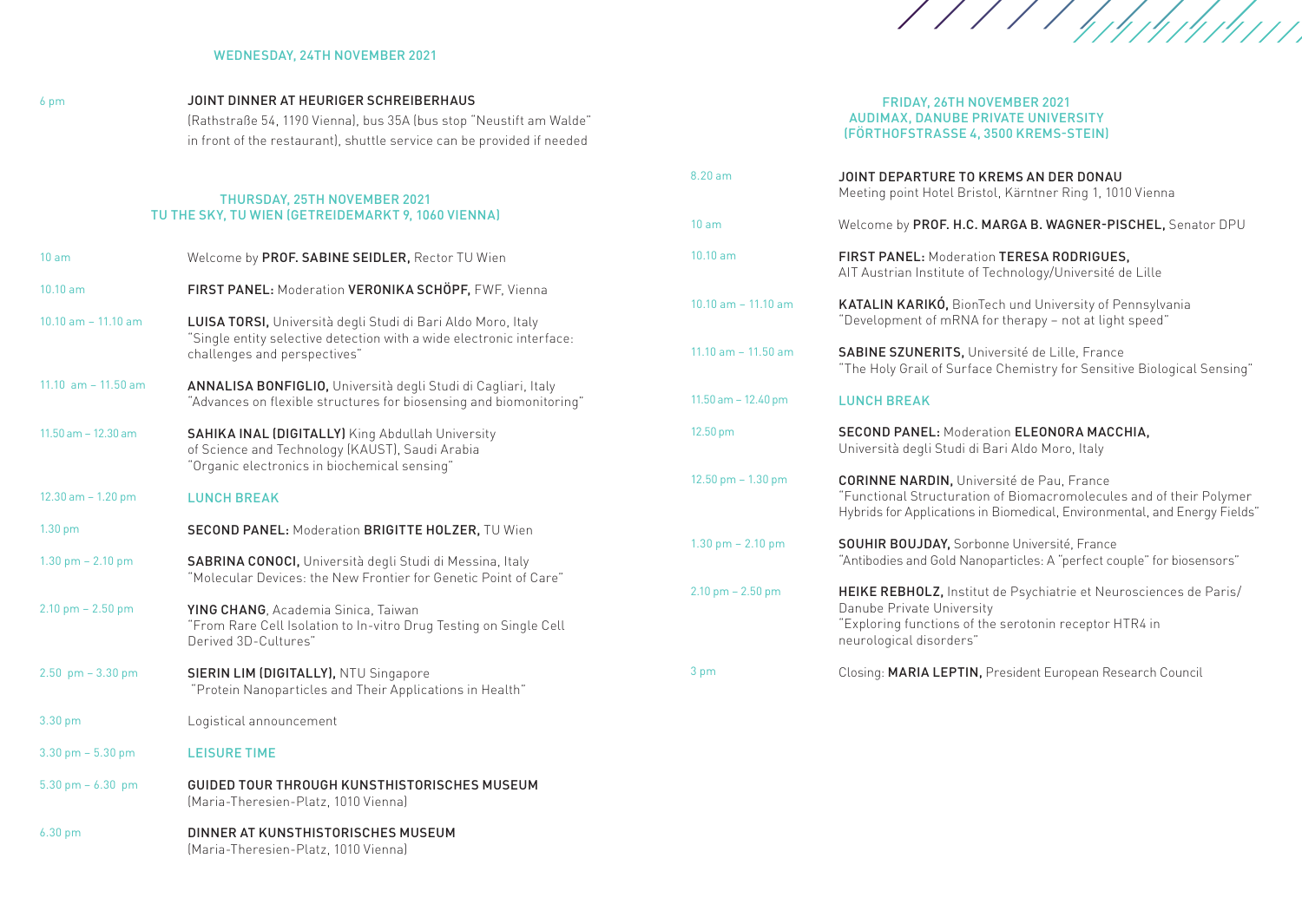## WEDNESDAY, 24TH NOVEMBER 2021

6 pm **JOINT DINNER AT HEURIGER SCHREIBERHAUS**
(Rathstraße 54, 1190 Vienna), bus 35A (bus stop "Neustift am Walde" in front of the restaurant), shuttle service can be provided if needed

## THURSDAY, 25TH NOVEMBER 2021
## TU THE SKY, TU WIEN (GETREIDEMARKT 9, 1060 VIENNA)

| | |
|---|---|
| 10 am | Welcome by **PROF. SABINE SEIDLER,** Rector TU Wien |
| 10.10 am | **FIRST PANEL:** Moderation **VERONIKA SCHÖPF,** FWF, Vienna |
| 10.10 am – 11.10 am | **LUISA TORSI,** Università degli Studi di Bari Aldo Moro, Italy "Single entity selective detection with a wide electronic interface: challenges and perspectives" |
| 11.10 am – 11.50 am | **ANNALISA BONFIGLIO,** Università degli Studi di Cagliari, Italy "Advances on flexible structures for biosensing and biomonitoring" |
| 11.50 am – 12.30 am | **SAHIKA INAL (DIGITALLY)** King Abdullah University of Science and Technology (KAUST), Saudi Arabia "Organic electronics in biochemical sensing" |
| 12.30 am – 1.20 pm | **LUNCH BREAK** |
| 1.30 pm | **SECOND PANEL:** Moderation **BRIGITTE HOLZER,** TU Wien |
| 1.30 pm – 2.10 pm | **SABRINA CONOCI,** Università degli Studi di Messina, Italy "Molecular Devices: the New Frontier for Genetic Point of Care" |
| 2.10 pm – 2.50 pm | **YING CHANG**, Academia Sinica, Taiwan "From Rare Cell Isolation to In-vitro Drug Testing on Single Cell Derived 3D-Cultures" |
| 2.50 pm – 3.30 pm | **SIERIN LIM (DIGITALLY),** NTU Singapore "Protein Nanoparticles and Their Applications in Health" |
| 3.30 pm | Logistical announcement |
| 3.30 pm – 5.30 pm | **LEISURE TIME** |
| 5.30 pm – 6.30 pm | **GUIDED TOUR THROUGH KUNSTHISTORISCHES MUSEUM** (Maria-Theresien-Platz, 1010 Vienna) |
| 6.30 pm | **DINNER AT KUNSTHISTORISCHES MUSEUM** (Maria-Theresien-Platz, 1010 Vienna) |

## FRIDAY, 26TH NOVEMBER 2021
## AUDIMAX, DANUBE PRIVATE UNIVERSITY (FÖRTHOFSTRASSE 4, 3500 KREMS-STEIN)

| | |
|---|---|
| 8.20 am | **JOINT DEPARTURE TO KREMS AN DER DONAU** Meeting point Hotel Bristol, Kärntner Ring 1, 1010 Vienna |
| 10 am | Welcome by **PROF. H.C. MARGA B. WAGNER-PISCHEL,** Senator DPU |
| 10.10 am | **FIRST PANEL:** Moderation **TERESA RODRIGUES,** AIT Austrian Institute of Technology/Université de Lille |
| 10.10 am – 11.10 am | **KATALIN KARIKÓ,** BionTech und University of Pennsylvania "Development of mRNA for therapy – not at light speed" |
| 11.10 am – 11.50 am | **SABINE SZUNERITS,** Université de Lille, France "The Holy Grail of Surface Chemistry for Sensitive Biological Sensing" |
| 11.50 am – 12.40 pm | **LUNCH BREAK** |
| 12.50 pm | **SECOND PANEL:** Moderation **ELEONORA MACCHIA,** Università degli Studi di Bari Aldo Moro, Italy |
| 12.50 pm – 1.30 pm | **CORINNE NARDIN,** Université de Pau, France "Functional Structuration of Biomacromolecules and of their Polymer Hybrids for Applications in Biomedical, Environmental, and Energy Fields" |
| 1.30 pm – 2.10 pm | **SOUHIR BOUJDAY,** Sorbonne Université, France "Antibodies and Gold Nanoparticles: A "perfect couple" for biosensors" |
| 2.10 pm – 2.50 pm | **HEIKE REBHOLZ,** Institut de Psychiatrie et Neurosciences de Paris/ Danube Private University "Exploring functions of the serotonin receptor HTR4 in neurological disorders" |
| 3 pm | Closing: **MARIA LEPTIN,** President European Research Council |